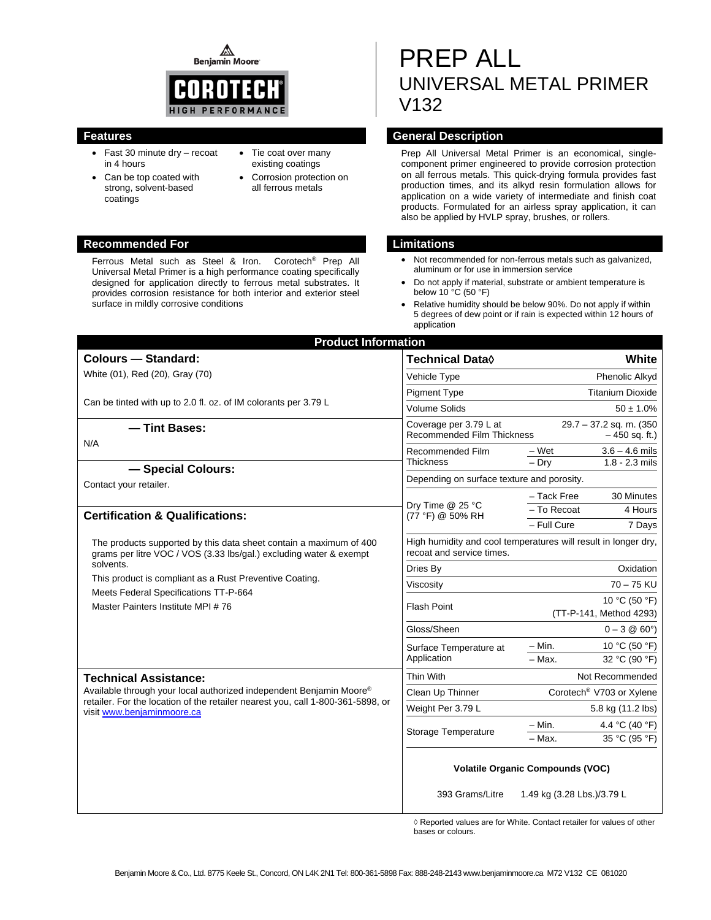Benjamin Moore

COROTECH® HIGH PERFORMANCE

# PREP ALL
## UNIVERSAL METAL PRIMER
## V132

## Features

- Fast 30 minute dry – recoat in 4 hours
- Can be top coated with strong, solvent-based coatings
- Tie coat over many existing coatings
- Corrosion protection on all ferrous metals

## General Description

Prep All Universal Metal Primer is an economical, single-component primer engineered to provide corrosion protection on all ferrous metals. This quick-drying formula provides fast production times, and its alkyd resin formulation allows for application on a wide variety of intermediate and finish coat products. Formulated for an airless spray application, it can also be applied by HVLP spray, brushes, or rollers.

## Recommended For

Ferrous Metal such as Steel & Iron. Corotech® Prep All Universal Metal Primer is a high performance coating specifically designed for application directly to ferrous metal substrates. It provides corrosion resistance for both interior and exterior steel surface in mildly corrosive conditions

## Limitations

- Not recommended for non-ferrous metals such as galvanized, aluminum or for use in immersion service
- Do not apply if material, substrate or ambient temperature is below 10 °C (50 °F)
- Relative humidity should be below 90%. Do not apply if within 5 degrees of dew point or if rain is expected within 12 hours of application

## Product Information

### Colours — Standard:

White (01), Red (20), Gray (70)

Can be tinted with up to 2.0 fl. oz. of IM colorants per 3.79 L

### — Tint Bases:

N/A

### — Special Colours:

Contact your retailer.

### Certification & Qualifications:

The products supported by this data sheet contain a maximum of 400 grams per litre VOC / VOS (3.33 lbs/gal.) excluding water & exempt solvents.

This product is compliant as a Rust Preventive Coating.

Meets Federal Specifications TT-P-664

Master Painters Institute MPI # 76

### Technical Assistance:

Available through your local authorized independent Benjamin Moore® retailer. For the location of the retailer nearest you, call 1-800-361-5898, or visit www.benjaminmoore.ca

| Technical Data◊ | | White |
|---|---|---|
| Vehicle Type | | Phenolic Alkyd |
| Pigment Type | | Titanium Dioxide |
| Volume Solids | | 50 ± 1.0% |
| Coverage per 3.79 L at Recommended Film Thickness | | 29.7 – 37.2 sq. m. (350 – 450 sq. ft.) |
| Recommended Film Thickness | – Wet | 3.6 – 4.6 mils |
| | – Dry | 1.8 - 2.3 mils |
| Depending on surface texture and porosity. | | |
| Dry Time @ 25 °C (77 °F) @ 50% RH | – Tack Free | 30 Minutes |
| | – To Recoat | 4 Hours |
| | – Full Cure | 7 Days |
| High humidity and cool temperatures will result in longer dry, recoat and service times. | | |
| Dries By | | Oxidation |
| Viscosity | | 70 – 75 KU |
| Flash Point | | 10 °C (50 °F) (TT-P-141, Method 4293) |
| Gloss/Sheen | | 0 – 3 @ 60°) |
| Surface Temperature at Application | – Min. | 10 °C (50 °F) |
| | – Max. | 32 °C (90 °F) |
| Thin With | | Not Recommended |
| Clean Up Thinner | | Corotech® V703 or Xylene |
| Weight Per 3.79 L | | 5.8 kg (11.2 lbs) |
| Storage Temperature | – Min. | 4.4 °C (40 °F) |
| | – Max. | 35 °C (95 °F) |

**Volatile Organic Compounds (VOC)**

393 Grams/Litre 1.49 kg (3.28 Lbs.)/3.79 L

◊ Reported values are for White. Contact retailer for values of other bases or colours.

Benjamin Moore & Co., Ltd. 8775 Keele St., Concord, ON L4K 2N1 Tel: 800-361-5898 Fax: 888-248-2143 www.benjaminmoore.ca M72 V132 CE 081020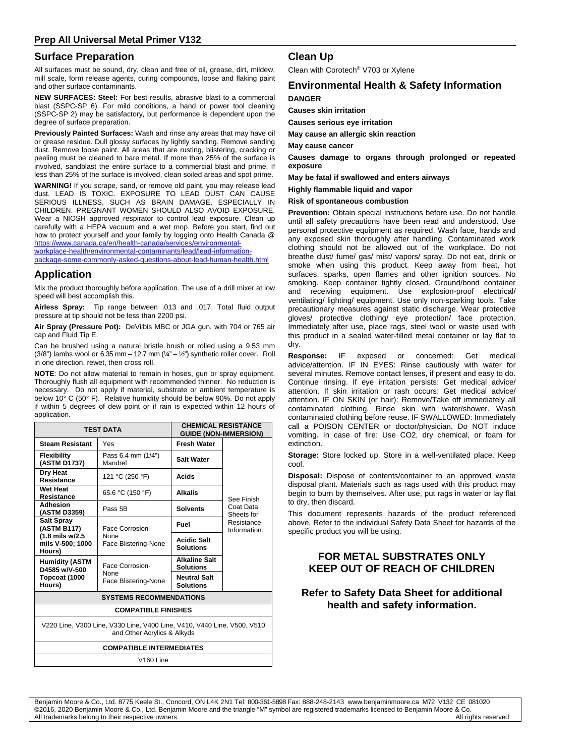**Prep All Universal Metal Primer V132**

## Surface Preparation

All surfaces must be sound, dry, clean and free of oil, grease, dirt, mildew, mill scale, form release agents, curing compounds, loose and flaking paint and other surface contaminants.

**NEW SURFACES: Steel:** For best results, abrasive blast to a commercial blast (SSPC-SP 6). For mild conditions, a hand or power tool cleaning (SSPC-SP 2) may be satisfactory, but performance is dependent upon the degree of surface preparation.

**Previously Painted Surfaces:** Wash and rinse any areas that may have oil or grease residue. Dull glossy surfaces by lightly sanding. Remove sanding dust. Remove loose paint. All areas that are rusting, blistering, cracking or peeling must be cleaned to bare metal. If more than 25% of the surface is involved, sandblast the entire surface to a commercial blast and prime. If less than 25% of the surface is involved, clean soiled areas and spot prime.

**WARNING!** If you scrape, sand, or remove old paint, you may release lead dust. LEAD IS TOXIC. EXPOSURE TO LEAD DUST CAN CAUSE SERIOUS ILLNESS, SUCH AS BRAIN DAMAGE, ESPECIALLY IN CHILDREN. PREGNANT WOMEN SHOULD ALSO AVOID EXPOSURE. Wear a NIOSH approved respirator to control lead exposure. Clean up carefully with a HEPA vacuum and a wet mop. Before you start, find out how to protect yourself and your family by logging onto Health Canada @ https://www.canada.ca/en/health-canada/services/environmental-workplace-health/environmental-contaminants/lead/lead-information-package-some-commonly-asked-questions-about-lead-human-health.html

## Application

Mix the product thoroughly before application. The use of a drill mixer at low speed will best accomplish this.

**Airless Spray:** Tip range between .013 and .017. Total fluid output pressure at tip should not be less than 2200 psi.

**Air Spray (Pressure Pot):** DeVilbis MBC or JGA gun, with 704 or 765 air cap and Fluid Tip E.

Can be brushed using a natural bristle brush or rolled using a 9.53 mm (3/8") lambs wool or 6.35 mm – 12.7 mm (¼" – ½") synthetic roller cover. Roll in one direction, rewet, then cross roll.

**NOTE**: Do not allow material to remain in hoses, gun or spray equipment. Thoroughly flush all equipment with recommended thinner. No reduction is necessary. Do not apply if material, substrate or ambient temperature is below 10° C (50° F). Relative humidity should be below 90%. Do not apply if within 5 degrees of dew point or if rain is expected within 12 hours of application.

| TEST DATA | | CHEMICAL RESISTANCE GUIDE (NON-IMMERSION) | |
|---|---|---|---|
| **Steam Resistant** | Yes | **Fresh Water** | See Finish Coat Data Sheets for Resistance Information. |
| **Flexibility (ASTM D1737)** | Pass 6.4 mm (1/4") Mandrel | **Salt Water** | |
| **Dry Heat Resistance** | 121 °C (250 °F) | **Acids** | |
| **Wet Heat Resistance** | 65.6 °C (150 °F) | **Alkalis** | |
| **Adhesion (ASTM D3359)** | Pass 5B | **Solvents** | |
| **Salt Spray (ASTM B117) (1.8 mils w/2.5 mils V-500; 1000 Hours)** | Face Corrosion-None Face Blistering-None | **Fuel** | |
| | | **Acidic Salt Solutions** | |
| **Humidity (ASTM D4585 w/V-500 Topcoat (1000 Hours)** | Face Corrosion-None Face Blistering-None | **Alkaline Salt Solutions** | |
| | | **Neutral Salt Solutions** | |

| SYSTEMS RECOMMENDATIONS |
|---|
| **COMPATIBLE FINISHES** |
| V220 Line, V300 Line, V330 Line, V400 Line, V410, V440 Line, V500, V510 and Other Acrylics & Alkyds |
| **COMPATIBLE INTERMEDIATES** |
| V160 Line |

## Clean Up

Clean with Corotech® V703 or Xylene

## Environmental Health & Safety Information

**DANGER**

**Causes skin irritation**

**Causes serious eye irritation**

**May cause an allergic skin reaction**

**May cause cancer**

**Causes damage to organs through prolonged or repeated exposure**

**May be fatal if swallowed and enters airways**

**Highly flammable liquid and vapor**

**Risk of spontaneous combustion**

**Prevention:** Obtain special instructions before use. Do not handle until all safety precautions have been read and understood. Use personal protective equipment as required. Wash face, hands and any exposed skin thoroughly after handling. Contaminated work clothing should not be allowed out of the workplace. Do not breathe dust/ fume/ gas/ mist/ vapors/ spray. Do not eat, drink or smoke when using this product. Keep away from heat, hot surfaces, sparks, open flames and other ignition sources. No smoking. Keep container tightly closed. Ground/bond container and receiving equipment. Use explosion-proof electrical/ ventilating/ lighting/ equipment. Use only non-sparking tools. Take precautionary measures against static discharge. Wear protective gloves/ protective clothing/ eye protection/ face protection. Immediately after use, place rags, steel wool or waste used with this product in a sealed water-filled metal container or lay flat to dry.

**Response:** IF exposed or concerned: Get medical advice/attention. IF IN EYES: Rinse cautiously with water for several minutes. Remove contact lenses, if present and easy to do. Continue rinsing. If eye irritation persists: Get medical advice/ attention. If skin irritation or rash occurs: Get medical advice/ attention. IF ON SKIN (or hair): Remove/Take off immediately all contaminated clothing. Rinse skin with water/shower. Wash contaminated clothing before reuse. IF SWALLOWED: Immediately call a POISON CENTER or doctor/physician. Do NOT induce vomiting. In case of fire: Use CO2, dry chemical, or foam for extinction.

**Storage:** Store locked up. Store in a well-ventilated place. Keep cool.

**Disposal:** Dispose of contents/container to an approved waste disposal plant. Materials such as rags used with this product may begin to burn by themselves. After use, put rags in water or lay flat to dry, then discard.

This document represents hazards of the product referenced above. Refer to the individual Safety Data Sheet for hazards of the specific product you will be using.

**FOR METAL SUBSTRATES ONLY**
**KEEP OUT OF REACH OF CHILDREN**

**Refer to Safety Data Sheet for additional health and safety information.**

Benjamin Moore & Co., Ltd. 8775 Keele St., Concord, ON L4K 2N1 Tel: 800-361-5898 Fax: 888-248-2143 www.benjaminmoore.ca M72 V132 CE 081020
©2016, 2020 Benjamin Moore & Co., Ltd. Benjamin Moore and the triangle "M" symbol are registered trademarks licensed to Benjamin Moore & Co.
All trademarks belong to their respective owners All rights reserved